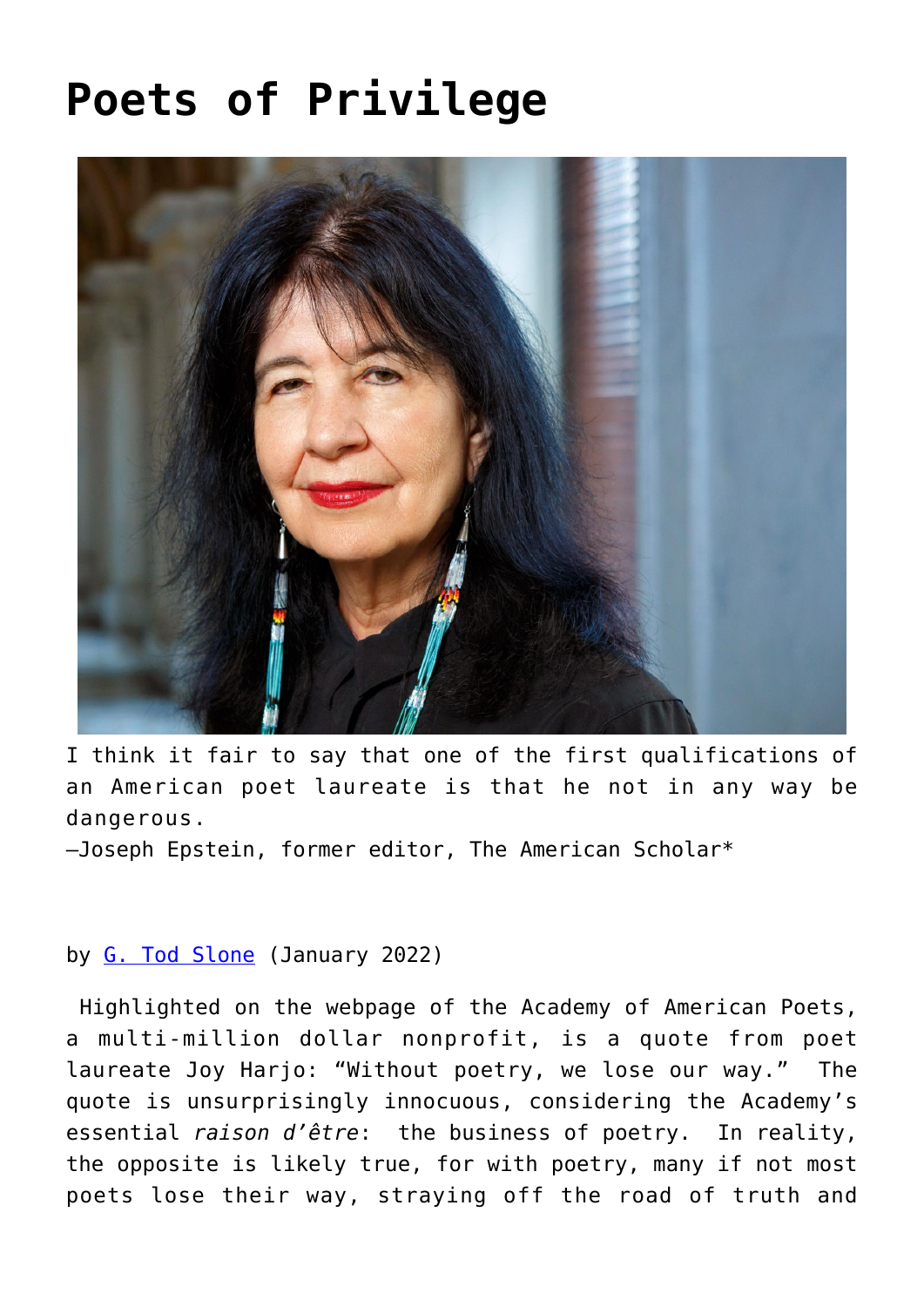# Poets of Privilege

I think it fair to say that one of the first qualifications of an American poet laureate is that he not in any way be dangerous.
—Joseph Epstein, former editor, The American Scholar*

by G. Tod Slone (January 2022)

Highlighted on the webpage of the Academy of American Poets, a multi-million dollar nonprofit, is a quote from poet laureate Joy Harjo: "Without poetry, we lose our way." The quote is unsurprisingly innocuous, considering the Academy's essential *raison d'être*: the business of poetry. In reality, the opposite is likely true, for with poetry, many if not most poets lose their way, straying off the road of truth and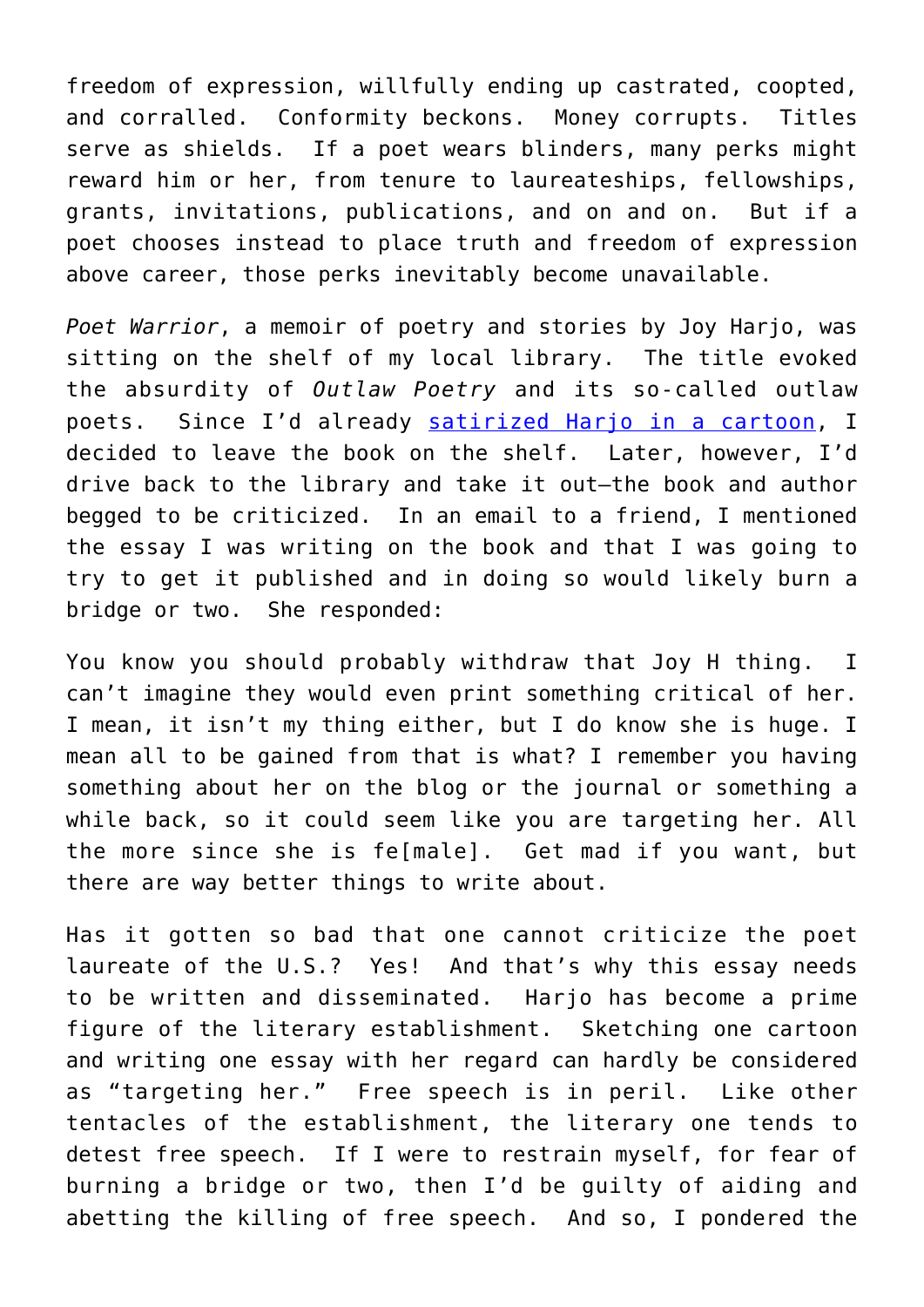freedom of expression, willfully ending up castrated, coopted, and corralled. Conformity beckons. Money corrupts. Titles serve as shields. If a poet wears blinders, many perks might reward him or her, from tenure to laureateships, fellowships, grants, invitations, publications, and on and on. But if a poet chooses instead to place truth and freedom of expression above career, those perks inevitably become unavailable.

*Poet Warrior*, a memoir of poetry and stories by Joy Harjo, was sitting on the shelf of my local library. The title evoked the absurdity of *Outlaw Poetry* and its so-called outlaw poets. Since I'd already [satirized Harjo in a cartoon], I decided to leave the book on the shelf. Later, however, I'd drive back to the library and take it out—the book and author begged to be criticized. In an email to a friend, I mentioned the essay I was writing on the book and that I was going to try to get it published and in doing so would likely burn a bridge or two. She responded:

You know you should probably withdraw that Joy H thing. I can't imagine they would even print something critical of her. I mean, it isn't my thing either, but I do know she is huge. I mean all to be gained from that is what? I remember you having something about her on the blog or the journal or something a while back, so it could seem like you are targeting her. All the more since she is fe[male]. Get mad if you want, but there are way better things to write about.

Has it gotten so bad that one cannot criticize the poet laureate of the U.S.? Yes! And that's why this essay needs to be written and disseminated. Harjo has become a prime figure of the literary establishment. Sketching one cartoon and writing one essay with her regard can hardly be considered as "targeting her." Free speech is in peril. Like other tentacles of the establishment, the literary one tends to detest free speech. If I were to restrain myself, for fear of burning a bridge or two, then I'd be guilty of aiding and abetting the killing of free speech. And so, I pondered the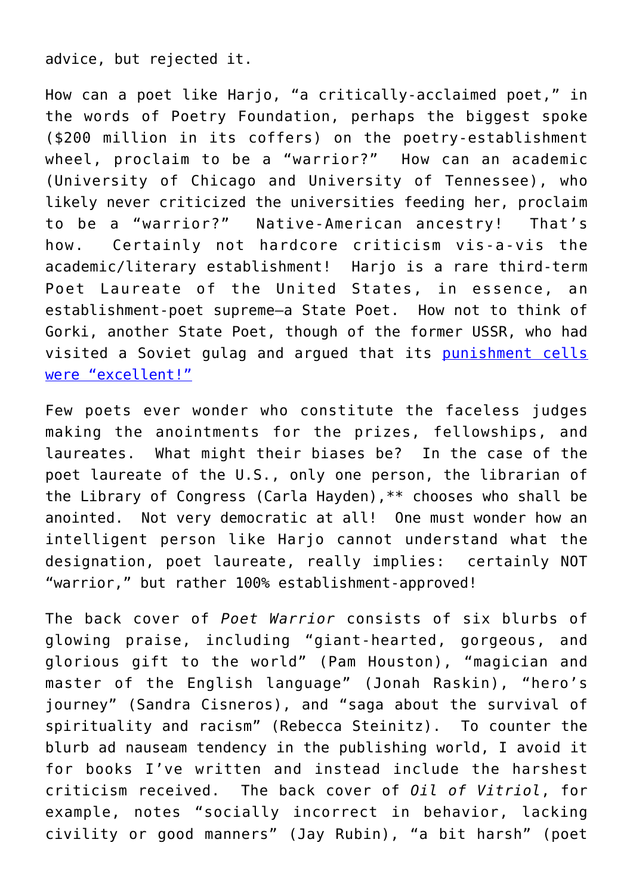advice, but rejected it.

How can a poet like Harjo, "a critically-acclaimed poet," in the words of Poetry Foundation, perhaps the biggest spoke ($200 million in its coffers) on the poetry-establishment wheel, proclaim to be a "warrior?" How can an academic (University of Chicago and University of Tennessee), who likely never criticized the universities feeding her, proclaim to be a "warrior?" Native-American ancestry! That's how. Certainly not hardcore criticism vis-a-vis the academic/literary establishment! Harjo is a rare third-term Poet Laureate of the United States, in essence, an establishment-poet supreme—a State Poet. How not to think of Gorki, another State Poet, though of the former USSR, who had visited a Soviet gulag and argued that its [punishment cells were "excellent!"]

Few poets ever wonder who constitute the faceless judges making the anointments for the prizes, fellowships, and laureates. What might their biases be? In the case of the poet laureate of the U.S., only one person, the librarian of the Library of Congress (Carla Hayden),** chooses who shall be anointed. Not very democratic at all! One must wonder how an intelligent person like Harjo cannot understand what the designation, poet laureate, really implies: certainly NOT "warrior," but rather 100% establishment-approved!

The back cover of *Poet Warrior* consists of six blurbs of glowing praise, including "giant-hearted, gorgeous, and glorious gift to the world" (Pam Houston), "magician and master of the English language" (Jonah Raskin), "hero's journey" (Sandra Cisneros), and "saga about the survival of spirituality and racism" (Rebecca Steinitz). To counter the blurb ad nauseam tendency in the publishing world, I avoid it for books I've written and instead include the harshest criticism received. The back cover of *Oil of Vitriol*, for example, notes "socially incorrect in behavior, lacking civility or good manners" (Jay Rubin), "a bit harsh" (poet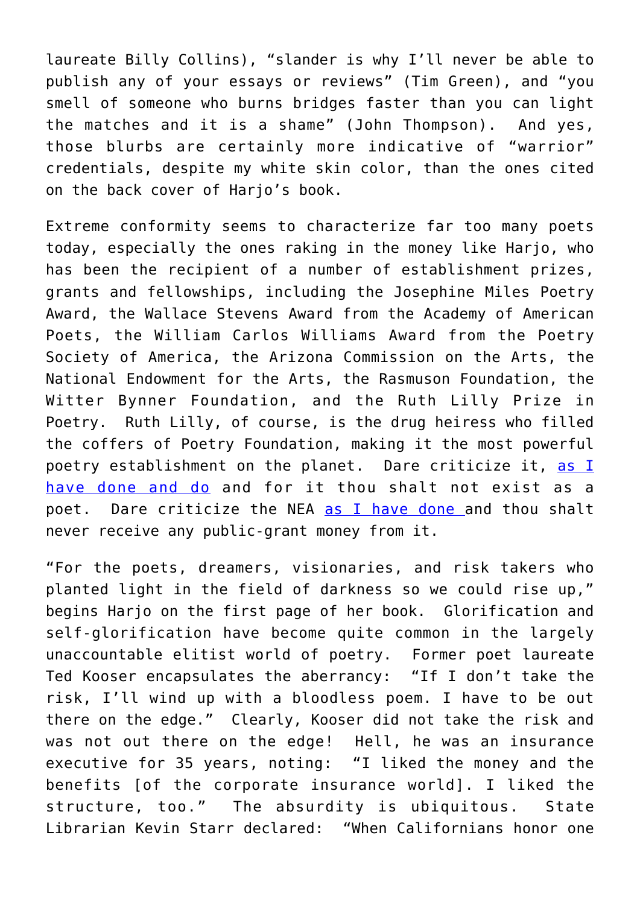laureate Billy Collins), "slander is why I'll never be able to publish any of your essays or reviews" (Tim Green), and "you smell of someone who burns bridges faster than you can light the matches and it is a shame" (John Thompson). And yes, those blurbs are certainly more indicative of "warrior" credentials, despite my white skin color, than the ones cited on the back cover of Harjo's book.

Extreme conformity seems to characterize far too many poets today, especially the ones raking in the money like Harjo, who has been the recipient of a number of establishment prizes, grants and fellowships, including the Josephine Miles Poetry Award, the Wallace Stevens Award from the Academy of American Poets, the William Carlos Williams Award from the Poetry Society of America, the Arizona Commission on the Arts, the National Endowment for the Arts, the Rasmuson Foundation, the Witter Bynner Foundation, and the Ruth Lilly Prize in Poetry. Ruth Lilly, of course, is the drug heiress who filled the coffers of Poetry Foundation, making it the most powerful poetry establishment on the planet. Dare criticize it, as I have done and do and for it thou shalt not exist as a poet. Dare criticize the NEA as I have done and thou shalt never receive any public-grant money from it.

"For the poets, dreamers, visionaries, and risk takers who planted light in the field of darkness so we could rise up," begins Harjo on the first page of her book. Glorification and self-glorification have become quite common in the largely unaccountable elitist world of poetry. Former poet laureate Ted Kooser encapsulates the aberrancy: "If I don't take the risk, I'll wind up with a bloodless poem. I have to be out there on the edge." Clearly, Kooser did not take the risk and was not out there on the edge! Hell, he was an insurance executive for 35 years, noting: "I liked the money and the benefits [of the corporate insurance world]. I liked the structure, too." The absurdity is ubiquitous. State Librarian Kevin Starr declared: "When Californians honor one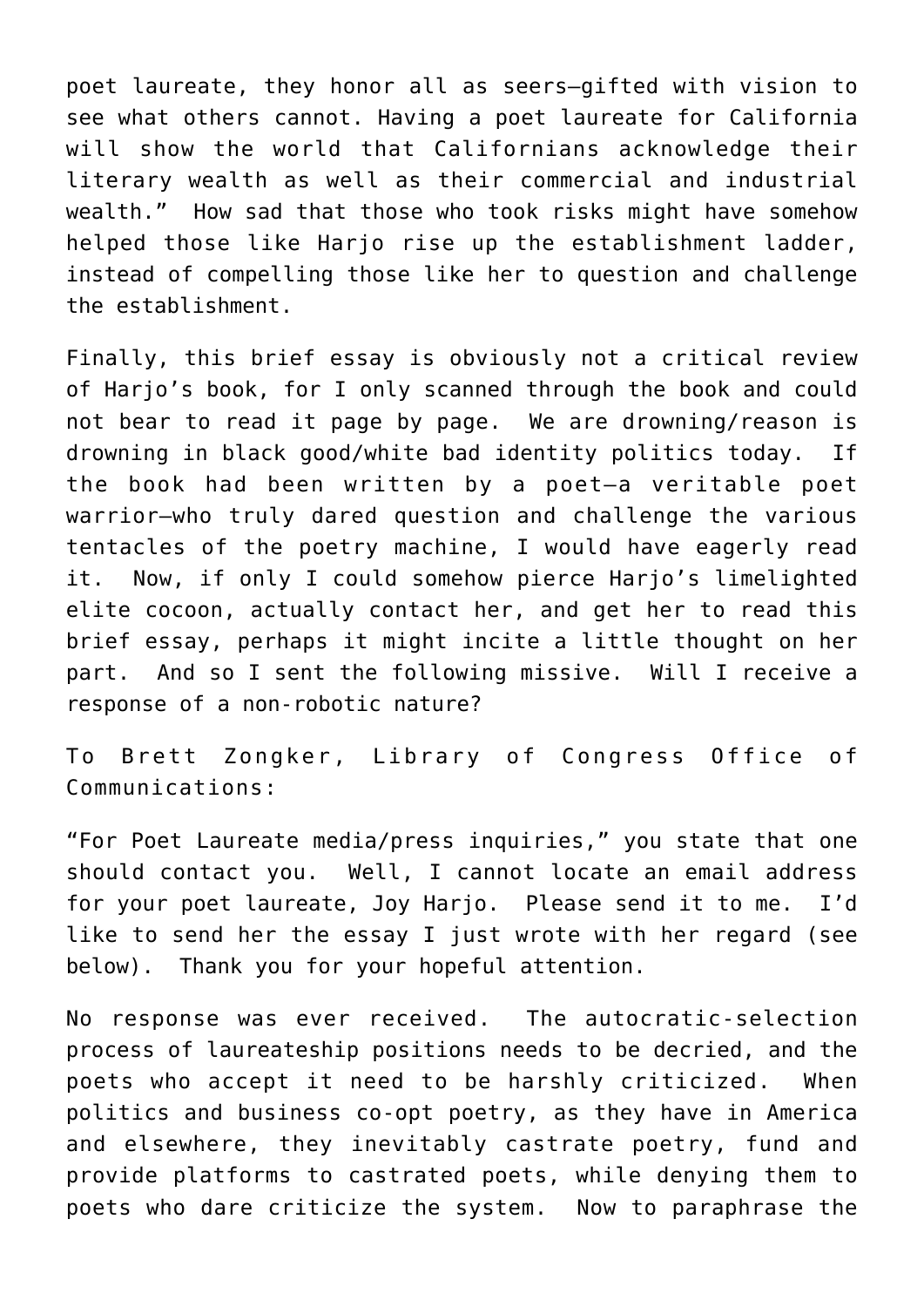poet laureate, they honor all as seers—gifted with vision to see what others cannot. Having a poet laureate for California will show the world that Californians acknowledge their literary wealth as well as their commercial and industrial wealth." How sad that those who took risks might have somehow helped those like Harjo rise up the establishment ladder, instead of compelling those like her to question and challenge the establishment.

Finally, this brief essay is obviously not a critical review of Harjo's book, for I only scanned through the book and could not bear to read it page by page. We are drowning/reason is drowning in black good/white bad identity politics today. If the book had been written by a poet—a veritable poet warrior—who truly dared question and challenge the various tentacles of the poetry machine, I would have eagerly read it. Now, if only I could somehow pierce Harjo's limelighted elite cocoon, actually contact her, and get her to read this brief essay, perhaps it might incite a little thought on her part. And so I sent the following missive. Will I receive a response of a non-robotic nature?

To Brett Zongker, Library of Congress Office of Communications:

"For Poet Laureate media/press inquiries," you state that one should contact you. Well, I cannot locate an email address for your poet laureate, Joy Harjo. Please send it to me. I'd like to send her the essay I just wrote with her regard (see below). Thank you for your hopeful attention.

No response was ever received. The autocratic-selection process of laureateship positions needs to be decried, and the poets who accept it need to be harshly criticized. When politics and business co-opt poetry, as they have in America and elsewhere, they inevitably castrate poetry, fund and provide platforms to castrated poets, while denying them to poets who dare criticize the system. Now to paraphrase the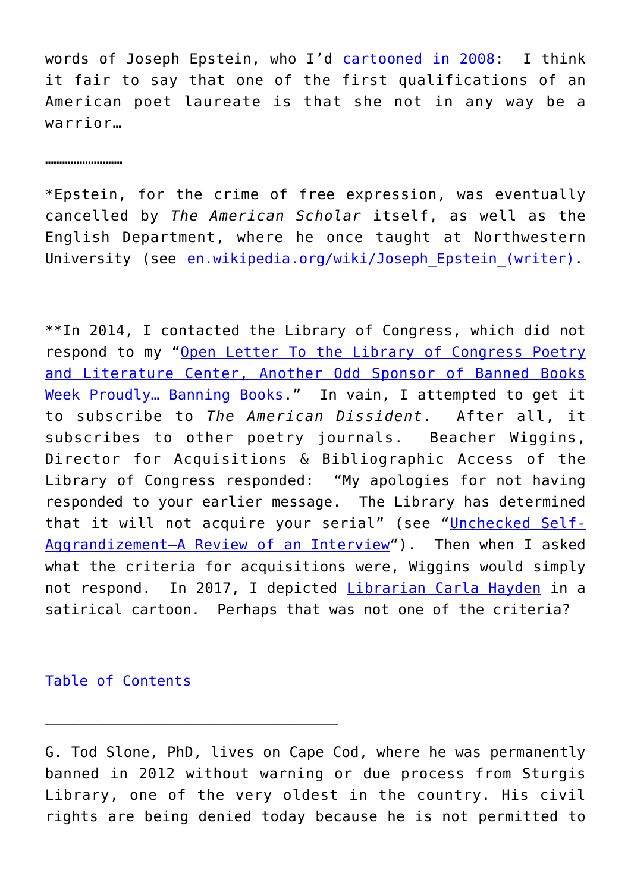words of Joseph Epstein, who I'd cartooned in 2008: I think it fair to say that one of the first qualifications of an American poet laureate is that she not in any way be a warrior…

…………………………

*Epstein, for the crime of free expression, was eventually cancelled by *The American Scholar* itself, as well as the English Department, where he once taught at Northwestern University (see en.wikipedia.org/wiki/Joseph_Epstein_(writer).

**In 2014, I contacted the Library of Congress, which did not respond to my "Open Letter To the Library of Congress Poetry and Literature Center, Another Odd Sponsor of Banned Books Week Proudly… Banning Books." In vain, I attempted to get it to subscribe to *The American Dissident*. After all, it subscribes to other poetry journals. Beacher Wiggins, Director for Acquisitions & Bibliographic Access of the Library of Congress responded: "My apologies for not having responded to your earlier message. The Library has determined that it will not acquire your serial" (see "Unchecked Self-Aggrandizement—A Review of an Interview"). Then when I asked what the criteria for acquisitions were, Wiggins would simply not respond. In 2017, I depicted Librarian Carla Hayden in a satirical cartoon. Perhaps that was not one of the criteria?

Table of Contents

---

G. Tod Slone, PhD, lives on Cape Cod, where he was permanently banned in 2012 without warning or due process from Sturgis Library, one of the very oldest in the country. His civil rights are being denied today because he is not permitted to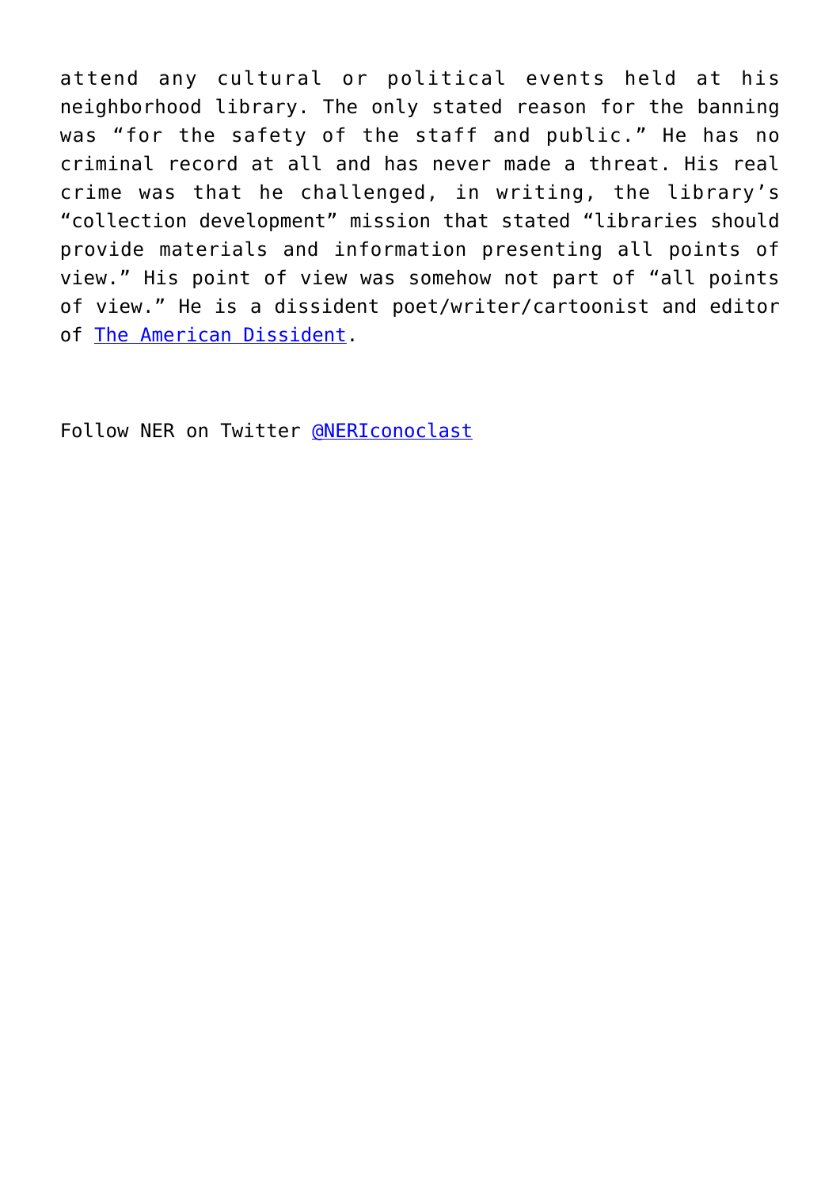attend any cultural or political events held at his neighborhood library. The only stated reason for the banning was "for the safety of the staff and public." He has no criminal record at all and has never made a threat. His real crime was that he challenged, in writing, the library's "collection development" mission that stated "libraries should provide materials and information presenting all points of view." His point of view was somehow not part of "all points of view." He is a dissident poet/writer/cartoonist and editor of The American Dissident.

Follow NER on Twitter @NERIconoclast